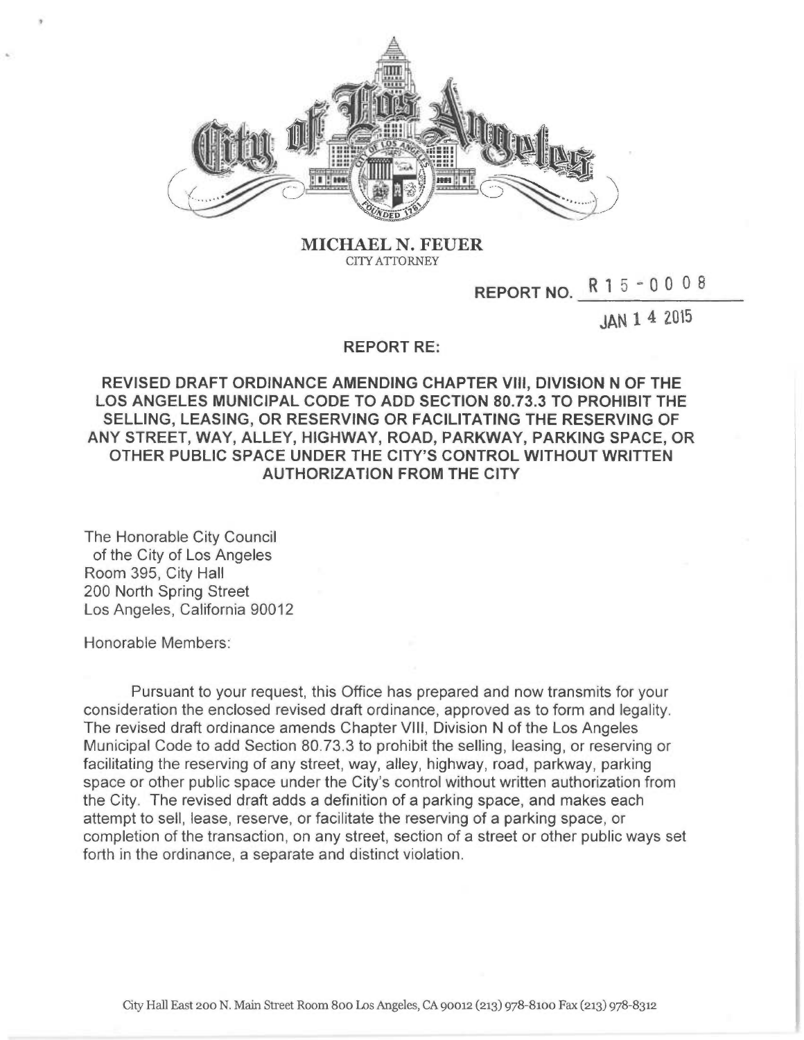**MICHAEL N. FEUER**
CITY ATTORNEY

REPORT NO. R 1 5 - 0 0 0 8

JAN 1 4 2015

**REPORT RE:**

**REVISED DRAFT ORDINANCE AMENDING CHAPTER VIII, DIVISION N OF THE LOS ANGELES MUNICIPAL CODE TO ADD SECTION 80.73.3 TO PROHIBIT THE SELLING, LEASING, OR RESERVING OR FACILITATING THE RESERVING OF ANY STREET, WAY, ALLEY, HIGHWAY, ROAD, PARKWAY, PARKING SPACE, OR OTHER PUBLIC SPACE UNDER THE CITY'S CONTROL WITHOUT WRITTEN AUTHORIZATION FROM THE CITY**

The Honorable City Council
of the City of Los Angeles
Room 395, City Hall
200 North Spring Street
Los Angeles, California 90012

Honorable Members:

Pursuant to your request, this Office has prepared and now transmits for your consideration the enclosed revised draft ordinance, approved as to form and legality. The revised draft ordinance amends Chapter VIII, Division N of the Los Angeles Municipal Code to add Section 80.73.3 to prohibit the selling, leasing, or reserving or facilitating the reserving of any street, way, alley, highway, road, parkway, parking space or other public space under the City's control without written authorization from the City. The revised draft adds a definition of a parking space, and makes each attempt to sell, lease, reserve, or facilitate the reserving of a parking space, or completion of the transaction, on any street, section of a street or other public ways set forth in the ordinance, a separate and distinct violation.

City Hall East 200 N. Main Street Room 800 Los Angeles, CA 90012 (213) 978-8100 Fax (213) 978-8312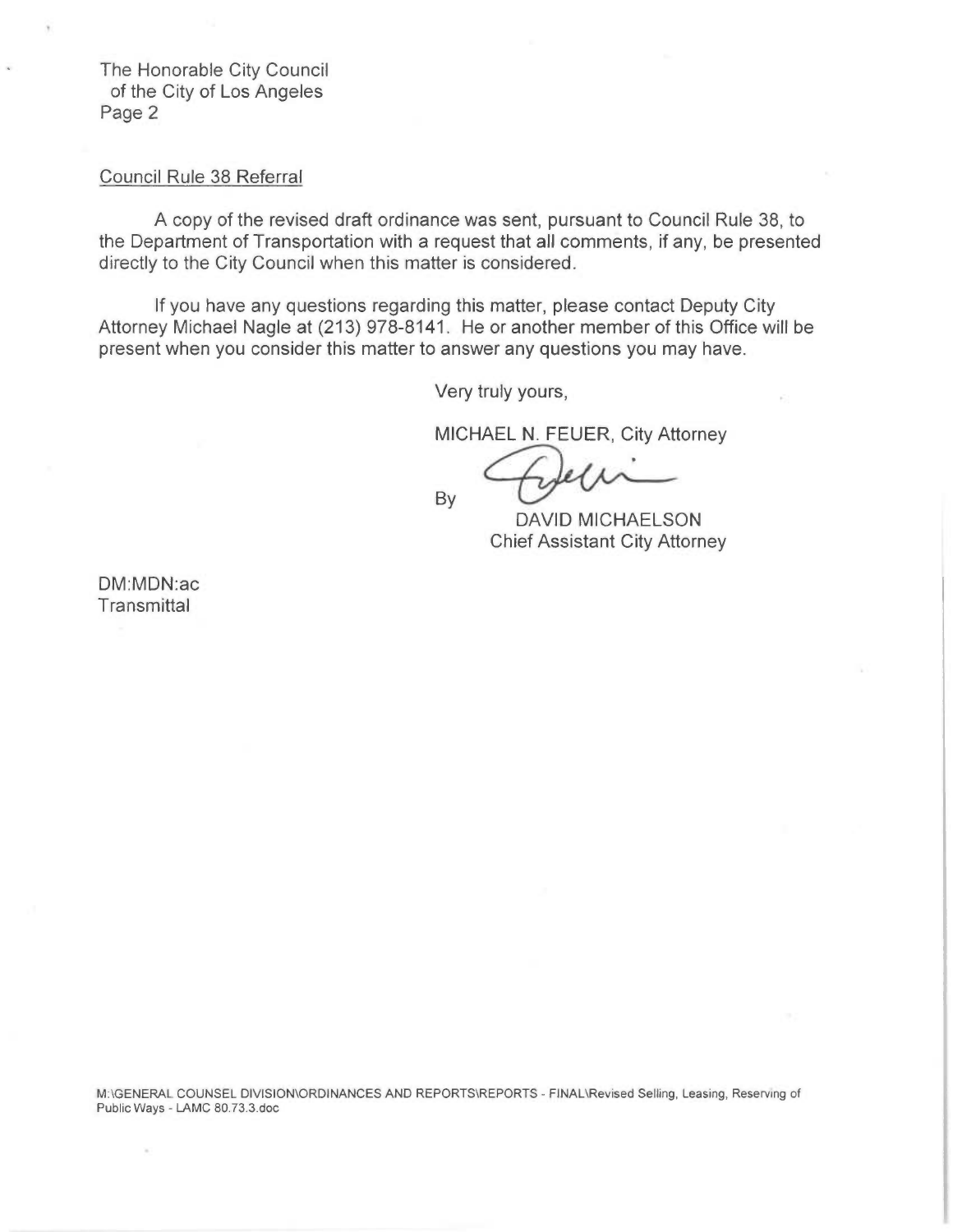The Honorable City Council
of the City of Los Angeles
Page 2

Council Rule 38 Referral

A copy of the revised draft ordinance was sent, pursuant to Council Rule 38, to the Department of Transportation with a request that all comments, if any, be presented directly to the City Council when this matter is considered.

If you have any questions regarding this matter, please contact Deputy City Attorney Michael Nagle at (213) 978-8141. He or another member of this Office will be present when you consider this matter to answer any questions you may have.

Very truly yours,

MICHAEL N. FEUER, City Attorney

By

DAVID MICHAELSON
Chief Assistant City Attorney

DM:MDN:ac
Transmittal

M:\GENERAL COUNSEL DIVISION\ORDINANCES AND REPORTS\REPORTS - FINAL\Revised Selling, Leasing, Reserving of Public Ways - LAMC 80.73.3.doc